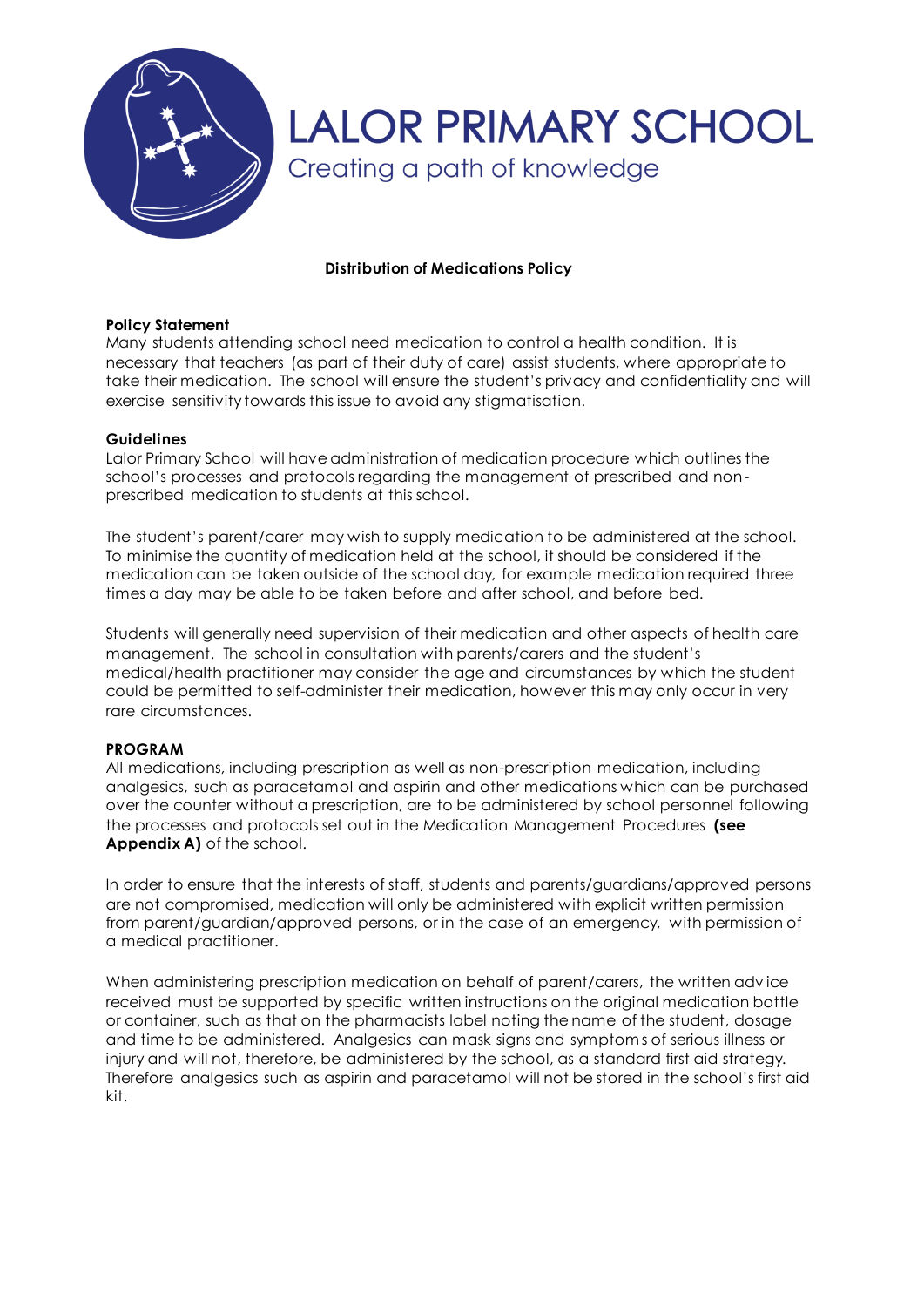# LALOR PRIMARY SCHOOL

Creating a path of knowledge

## Distribution of Medications Policy

### Policy Statement

Many students attending school need medication to control a health condition. It is necessary that teachers (as part of their duty of care) assist students, where appropriate to take their medication. The school will ensure the student's privacy and confidentiality and will exercise sensitivity towards this issue to avoid any stigmatisation.

### Guidelines

Lalor Primary School will have administration of medication procedure which outlines the school's processes and protocols regarding the management of prescribed and non-prescribed medication to students at this school.

The student's parent/carer may wish to supply medication to be administered at the school. To minimise the quantity of medication held at the school, it should be considered if the medication can be taken outside of the school day, for example medication required three times a day may be able to be taken before and after school, and before bed.

Students will generally need supervision of their medication and other aspects of health care management. The school in consultation with parents/carers and the student's medical/health practitioner may consider the age and circumstances by which the student could be permitted to self-administer their medication, however this may only occur in very rare circumstances.

### PROGRAM

All medications, including prescription as well as non-prescription medication, including analgesics, such as paracetamol and aspirin and other medications which can be purchased over the counter without a prescription, are to be administered by school personnel following the processes and protocols set out in the Medication Management Procedures **(see Appendix A)** of the school.

In order to ensure that the interests of staff, students and parents/guardians/approved persons are not compromised, medication will only be administered with explicit written permission from parent/guardian/approved persons, or in the case of an emergency, with permission of a medical practitioner.

When administering prescription medication on behalf of parent/carers, the written advice received must be supported by specific written instructions on the original medication bottle or container, such as that on the pharmacists label noting the name of the student, dosage and time to be administered. Analgesics can mask signs and symptoms of serious illness or injury and will not, therefore, be administered by the school, as a standard first aid strategy. Therefore analgesics such as aspirin and paracetamol will not be stored in the school's first aid kit.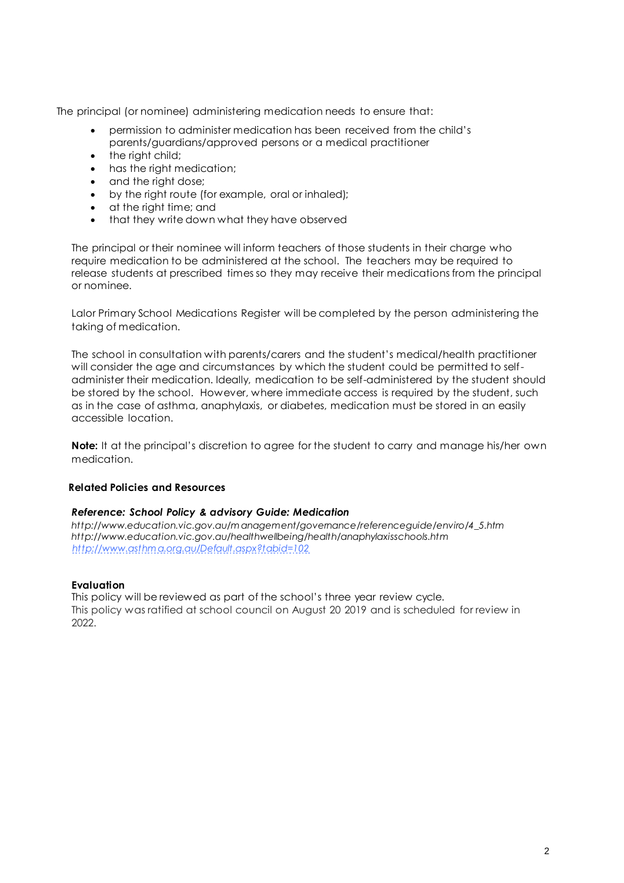The principal (or nominee) administering medication needs to ensure that:

- permission to administer medication has been received from the child's parents/guardians/approved persons or a medical practitioner
- the right child;
- has the right medication;
- and the right dose;
- by the right route (for example, oral or inhaled);
- at the right time; and
- that they write down what they have observed

The principal or their nominee will inform teachers of those students in their charge who require medication to be administered at the school. The teachers may be required to release students at prescribed times so they may receive their medications from the principal or nominee.

Lalor Primary School Medications Register will be completed by the person administering the taking of medication.

The school in consultation with parents/carers and the student's medical/health practitioner will consider the age and circumstances by which the student could be permitted to self-administer their medication. Ideally, medication to be self-administered by the student should be stored by the school. However, where immediate access is required by the student, such as in the case of asthma, anaphylaxis, or diabetes, medication must be stored in an easily accessible location.

**Note:** It at the principal's discretion to agree for the student to carry and manage his/her own medication.

**Related Policies and Resources**

***Reference: School Policy & advisory Guide: Medication***

*http://www.education.vic.gov.au/management/governance/referenceguide/enviro/4_5.htm*
*http://www.education.vic.gov.au/healthwellbeing/health/anaphylaxisschools.htm*
*http://www.asthma.org.au/Default.aspx?tabid=102*

**Evaluation**

This policy will be reviewed as part of the school's three year review cycle.
This policy was ratified at school council on August 20 2019 and is scheduled for review in 2022.